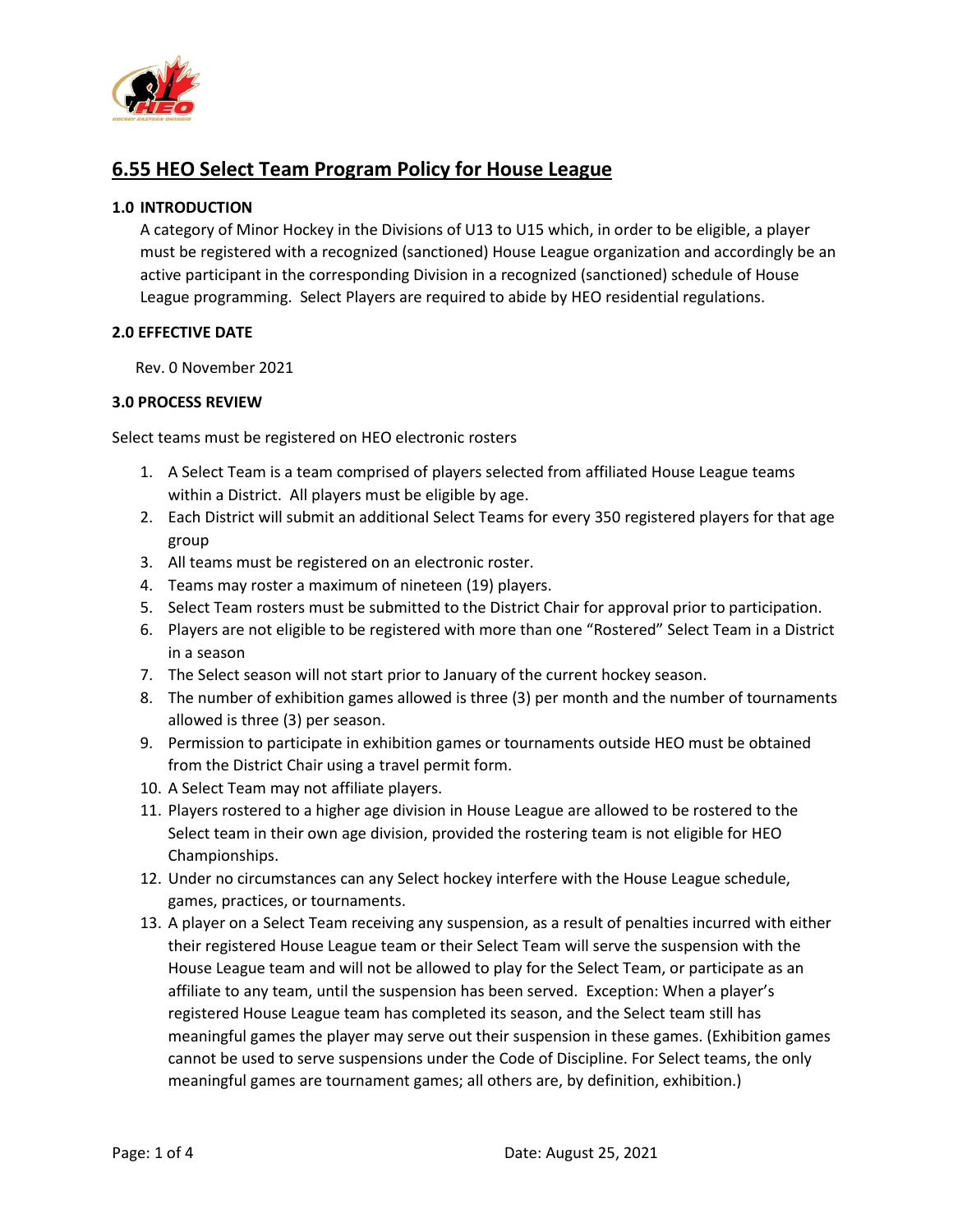# 6.55 HEO Select Team Program Policy for House League

## 1.0 INTRODUCTION

A category of Minor Hockey in the Divisions of U13 to U15 which, in order to be eligible, a player must be registered with a recognized (sanctioned) House League organization and accordingly be an active participant in the corresponding Division in a recognized (sanctioned) schedule of House League programming. Select Players are required to abide by HEO residential regulations.

## 2.0 EFFECTIVE DATE

Rev. 0 November 2021

## 3.0 PROCESS REVIEW

Select teams must be registered on HEO electronic rosters

1. A Select Team is a team comprised of players selected from affiliated House League teams within a District. All players must be eligible by age.
2. Each District will submit an additional Select Teams for every 350 registered players for that age group
3. All teams must be registered on an electronic roster.
4. Teams may roster a maximum of nineteen (19) players.
5. Select Team rosters must be submitted to the District Chair for approval prior to participation.
6. Players are not eligible to be registered with more than one "Rostered" Select Team in a District in a season
7. The Select season will not start prior to January of the current hockey season.
8. The number of exhibition games allowed is three (3) per month and the number of tournaments allowed is three (3) per season.
9. Permission to participate in exhibition games or tournaments outside HEO must be obtained from the District Chair using a travel permit form.
10. A Select Team may not affiliate players.
11. Players rostered to a higher age division in House League are allowed to be rostered to the Select team in their own age division, provided the rostering team is not eligible for HEO Championships.
12. Under no circumstances can any Select hockey interfere with the House League schedule, games, practices, or tournaments.
13. A player on a Select Team receiving any suspension, as a result of penalties incurred with either their registered House League team or their Select Team will serve the suspension with the House League team and will not be allowed to play for the Select Team, or participate as an affiliate to any team, until the suspension has been served. Exception: When a player's registered House League team has completed its season, and the Select team still has meaningful games the player may serve out their suspension in these games. (Exhibition games cannot be used to serve suspensions under the Code of Discipline. For Select teams, the only meaningful games are tournament games; all others are, by definition, exhibition.)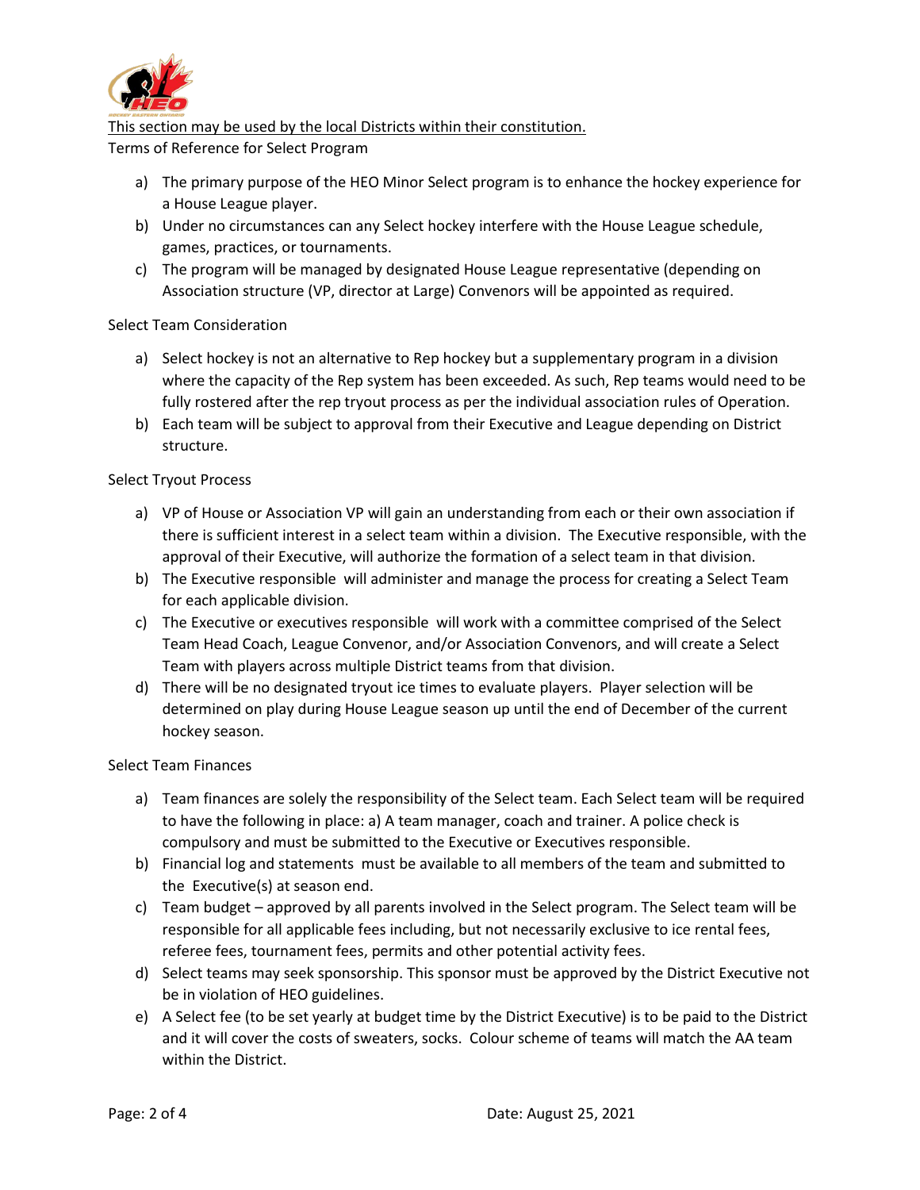<u>This section may be used by the local Districts within their constitution.</u>

Terms of Reference for Select Program

a) The primary purpose of the HEO Minor Select program is to enhance the hockey experience for a House League player.
b) Under no circumstances can any Select hockey interfere with the House League schedule, games, practices, or tournaments.
c) The program will be managed by designated House League representative (depending on Association structure (VP, director at Large) Convenors will be appointed as required.

Select Team Consideration

a) Select hockey is not an alternative to Rep hockey but a supplementary program in a division where the capacity of the Rep system has been exceeded. As such, Rep teams would need to be fully rostered after the rep tryout process as per the individual association rules of Operation.
b) Each team will be subject to approval from their Executive and League depending on District structure.

Select Tryout Process

a) VP of House or Association VP will gain an understanding from each or their own association if there is sufficient interest in a select team within a division. The Executive responsible, with the approval of their Executive, will authorize the formation of a select team in that division.
b) The Executive responsible will administer and manage the process for creating a Select Team for each applicable division.
c) The Executive or executives responsible will work with a committee comprised of the Select Team Head Coach, League Convenor, and/or Association Convenors, and will create a Select Team with players across multiple District teams from that division.
d) There will be no designated tryout ice times to evaluate players. Player selection will be determined on play during House League season up until the end of December of the current hockey season.

Select Team Finances

a) Team finances are solely the responsibility of the Select team. Each Select team will be required to have the following in place: a) A team manager, coach and trainer. A police check is compulsory and must be submitted to the Executive or Executives responsible.
b) Financial log and statements must be available to all members of the team and submitted to the Executive(s) at season end.
c) Team budget – approved by all parents involved in the Select program. The Select team will be responsible for all applicable fees including, but not necessarily exclusive to ice rental fees, referee fees, tournament fees, permits and other potential activity fees.
d) Select teams may seek sponsorship. This sponsor must be approved by the District Executive not be in violation of HEO guidelines.
e) A Select fee (to be set yearly at budget time by the District Executive) is to be paid to the District and it will cover the costs of sweaters, socks. Colour scheme of teams will match the AA team within the District.

Date: August 25, 2021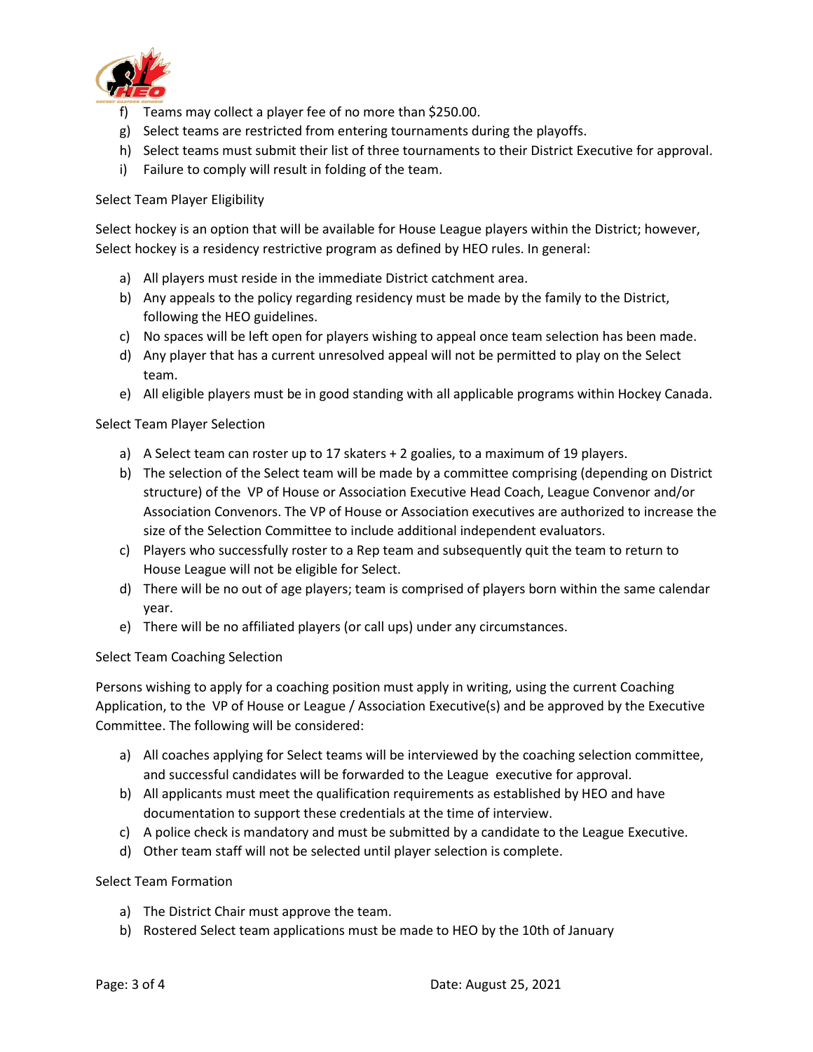f) Teams may collect a player fee of no more than $250.00.
g) Select teams are restricted from entering tournaments during the playoffs.
h) Select teams must submit their list of three tournaments to their District Executive for approval.
i) Failure to comply will result in folding of the team.

Select Team Player Eligibility

Select hockey is an option that will be available for House League players within the District; however, Select hockey is a residency restrictive program as defined by HEO rules. In general:

a) All players must reside in the immediate District catchment area.
b) Any appeals to the policy regarding residency must be made by the family to the District, following the HEO guidelines.
c) No spaces will be left open for players wishing to appeal once team selection has been made.
d) Any player that has a current unresolved appeal will not be permitted to play on the Select team.
e) All eligible players must be in good standing with all applicable programs within Hockey Canada.

Select Team Player Selection

a) A Select team can roster up to 17 skaters + 2 goalies, to a maximum of 19 players.
b) The selection of the Select team will be made by a committee comprising (depending on District structure) of the VP of House or Association Executive Head Coach, League Convenor and/or Association Convenors. The VP of House or Association executives are authorized to increase the size of the Selection Committee to include additional independent evaluators.
c) Players who successfully roster to a Rep team and subsequently quit the team to return to House League will not be eligible for Select.
d) There will be no out of age players; team is comprised of players born within the same calendar year.
e) There will be no affiliated players (or call ups) under any circumstances.

Select Team Coaching Selection

Persons wishing to apply for a coaching position must apply in writing, using the current Coaching Application, to the VP of House or League / Association Executive(s) and be approved by the Executive Committee. The following will be considered:

a) All coaches applying for Select teams will be interviewed by the coaching selection committee, and successful candidates will be forwarded to the League executive for approval.
b) All applicants must meet the qualification requirements as established by HEO and have documentation to support these credentials at the time of interview.
c) A police check is mandatory and must be submitted by a candidate to the League Executive.
d) Other team staff will not be selected until player selection is complete.

Select Team Formation

a) The District Chair must approve the team.
b) Rostered Select team applications must be made to HEO by the 10th of January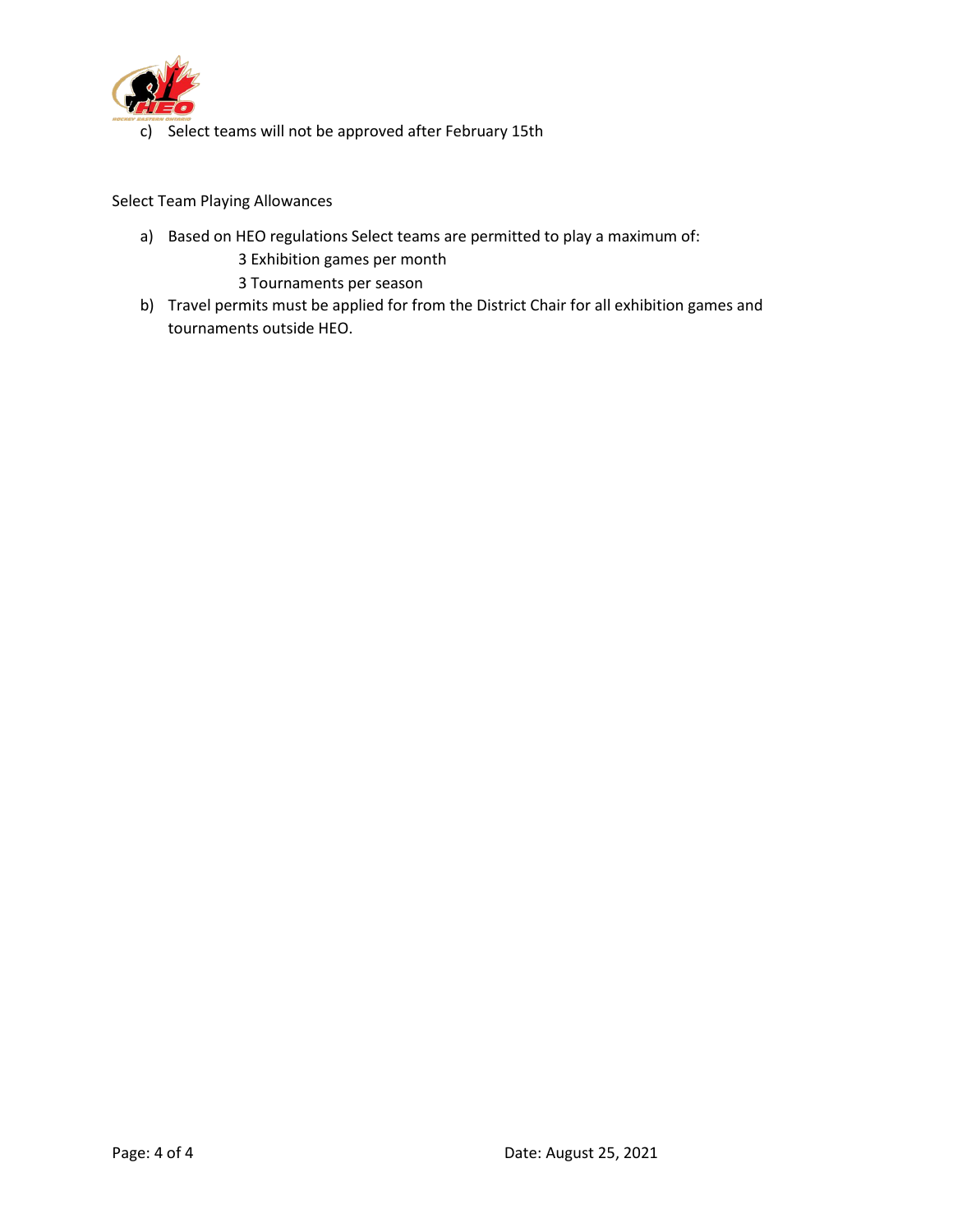c) Select teams will not be approved after February 15th

Select Team Playing Allowances

a) Based on HEO regulations Select teams are permitted to play a maximum of:

    3 Exhibition games per month

    3 Tournaments per season

b) Travel permits must be applied for from the District Chair for all exhibition games and tournaments outside HEO.